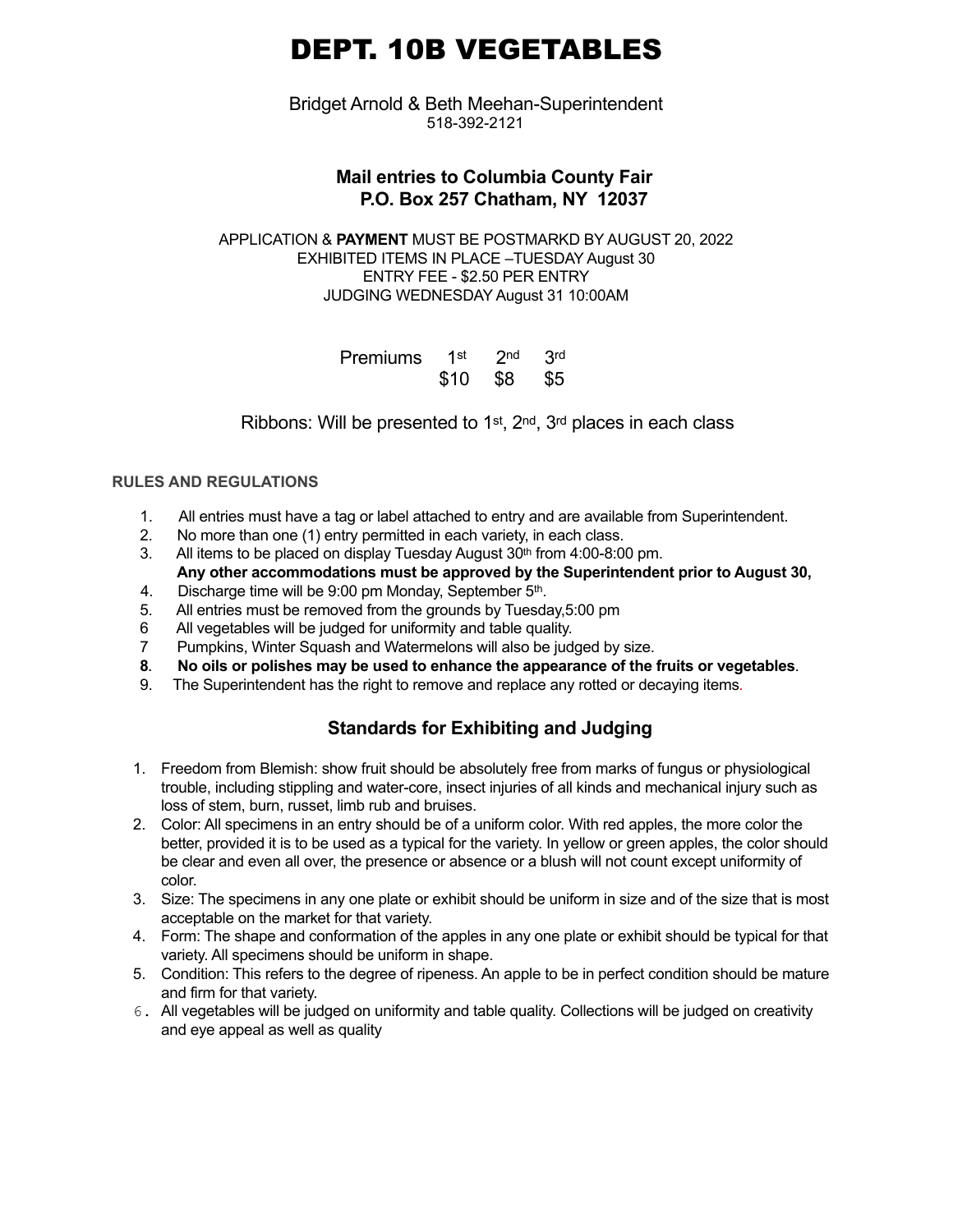# DEPT. 10B VEGETABLES

Bridget Arnold & Beth Meehan-Superintendent
518-392-2121

**Mail entries to Columbia County Fair**
**P.O. Box 257 Chatham, NY 12037**

APPLICATION & **PAYMENT** MUST BE POSTMARKD BY AUGUST 20, 2022
EXHIBITED ITEMS IN PLACE –TUESDAY August 30
ENTRY FEE - $2.50 PER ENTRY
JUDGING WEDNESDAY August 31 10:00AM

| Premiums | 1st | 2nd | 3rd |
|---|---|---|---|
| | $10 | $8 | $5 |

Ribbons: Will be presented to 1st, 2nd, 3rd places in each class

**RULES AND REGULATIONS**

1. All entries must have a tag or label attached to entry and are available from Superintendent.
2. No more than one (1) entry permitted in each variety, in each class.
3. All items to be placed on display Tuesday August 30th from 4:00-8:00 pm.
   **Any other accommodations must be approved by the Superintendent prior to August 30,**
4. Discharge time will be 9:00 pm Monday, September 5th.
5. All entries must be removed from the grounds by Tuesday,5:00 pm
6. All vegetables will be judged for uniformity and table quality.
7. Pumpkins, Winter Squash and Watermelons will also be judged by size.
8. **No oils or polishes may be used to enhance the appearance of the fruits or vegetables**.
9. The Superintendent has the right to remove and replace any rotted or decaying items.

## Standards for Exhibiting and Judging

1. Freedom from Blemish: show fruit should be absolutely free from marks of fungus or physiological trouble, including stippling and water-core, insect injuries of all kinds and mechanical injury such as loss of stem, burn, russet, limb rub and bruises.
2. Color: All specimens in an entry should be of a uniform color. With red apples, the more color the better, provided it is to be used as a typical for the variety. In yellow or green apples, the color should be clear and even all over, the presence or absence or a blush will not count except uniformity of color.
3. Size: The specimens in any one plate or exhibit should be uniform in size and of the size that is most acceptable on the market for that variety.
4. Form: The shape and conformation of the apples in any one plate or exhibit should be typical for that variety. All specimens should be uniform in shape.
5. Condition: This refers to the degree of ripeness. An apple to be in perfect condition should be mature and firm for that variety.
6. All vegetables will be judged on uniformity and table quality. Collections will be judged on creativity and eye appeal as well as quality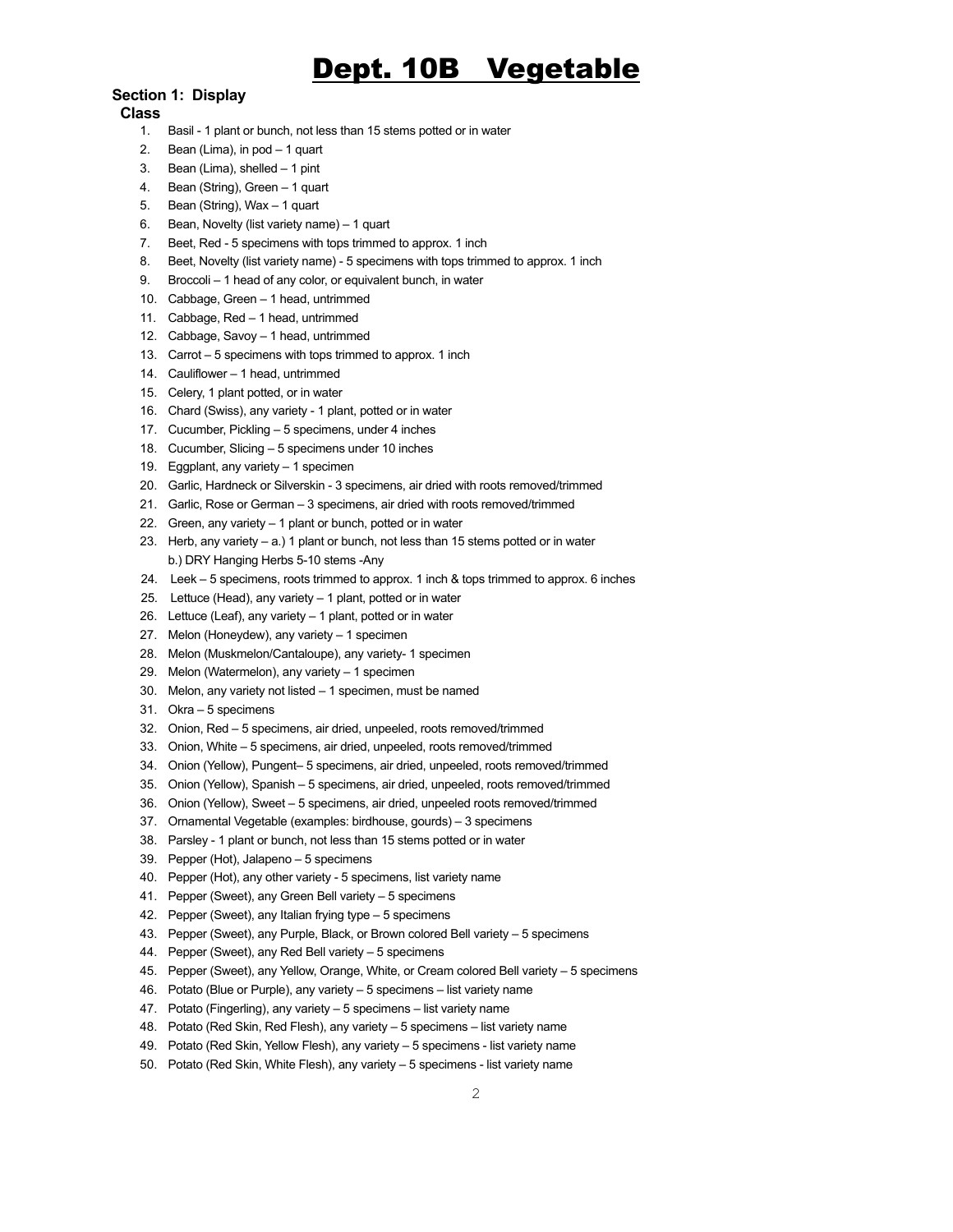# Dept. 10B Vegetable

**Section 1: Display**

**Class**

1. Basil - 1 plant or bunch, not less than 15 stems potted or in water
2. Bean (Lima), in pod – 1 quart
3. Bean (Lima), shelled – 1 pint
4. Bean (String), Green – 1 quart
5. Bean (String), Wax – 1 quart
6. Bean, Novelty (list variety name) – 1 quart
7. Beet, Red - 5 specimens with tops trimmed to approx. 1 inch
8. Beet, Novelty (list variety name) - 5 specimens with tops trimmed to approx. 1 inch
9. Broccoli – 1 head of any color, or equivalent bunch, in water
10. Cabbage, Green – 1 head, untrimmed
11. Cabbage, Red – 1 head, untrimmed
12. Cabbage, Savoy – 1 head, untrimmed
13. Carrot – 5 specimens with tops trimmed to approx. 1 inch
14. Cauliflower – 1 head, untrimmed
15. Celery, 1 plant potted, or in water
16. Chard (Swiss), any variety - 1 plant, potted or in water
17. Cucumber, Pickling – 5 specimens, under 4 inches
18. Cucumber, Slicing – 5 specimens under 10 inches
19. Eggplant, any variety – 1 specimen
20. Garlic, Hardneck or Silverskin - 3 specimens, air dried with roots removed/trimmed
21. Garlic, Rose or German – 3 specimens, air dried with roots removed/trimmed
22. Green, any variety – 1 plant or bunch, potted or in water
23. Herb, any variety – a.) 1 plant or bunch, not less than 15 stems potted or in water
    b.) DRY Hanging Herbs 5-10 stems -Any
24. Leek – 5 specimens, roots trimmed to approx. 1 inch & tops trimmed to approx. 6 inches
25. Lettuce (Head), any variety – 1 plant, potted or in water
26. Lettuce (Leaf), any variety – 1 plant, potted or in water
27. Melon (Honeydew), any variety – 1 specimen
28. Melon (Muskmelon/Cantaloupe), any variety- 1 specimen
29. Melon (Watermelon), any variety – 1 specimen
30. Melon, any variety not listed – 1 specimen, must be named
31. Okra – 5 specimens
32. Onion, Red – 5 specimens, air dried, unpeeled, roots removed/trimmed
33. Onion, White – 5 specimens, air dried, unpeeled, roots removed/trimmed
34. Onion (Yellow), Pungent– 5 specimens, air dried, unpeeled, roots removed/trimmed
35. Onion (Yellow), Spanish – 5 specimens, air dried, unpeeled, roots removed/trimmed
36. Onion (Yellow), Sweet – 5 specimens, air dried, unpeeled roots removed/trimmed
37. Ornamental Vegetable (examples: birdhouse, gourds) – 3 specimens
38. Parsley - 1 plant or bunch, not less than 15 stems potted or in water
39. Pepper (Hot), Jalapeno – 5 specimens
40. Pepper (Hot), any other variety - 5 specimens, list variety name
41. Pepper (Sweet), any Green Bell variety – 5 specimens
42. Pepper (Sweet), any Italian frying type – 5 specimens
43. Pepper (Sweet), any Purple, Black, or Brown colored Bell variety – 5 specimens
44. Pepper (Sweet), any Red Bell variety – 5 specimens
45. Pepper (Sweet), any Yellow, Orange, White, or Cream colored Bell variety – 5 specimens
46. Potato (Blue or Purple), any variety – 5 specimens – list variety name
47. Potato (Fingerling), any variety – 5 specimens – list variety name
48. Potato (Red Skin, Red Flesh), any variety – 5 specimens – list variety name
49. Potato (Red Skin, Yellow Flesh), any variety – 5 specimens - list variety name
50. Potato (Red Skin, White Flesh), any variety – 5 specimens - list variety name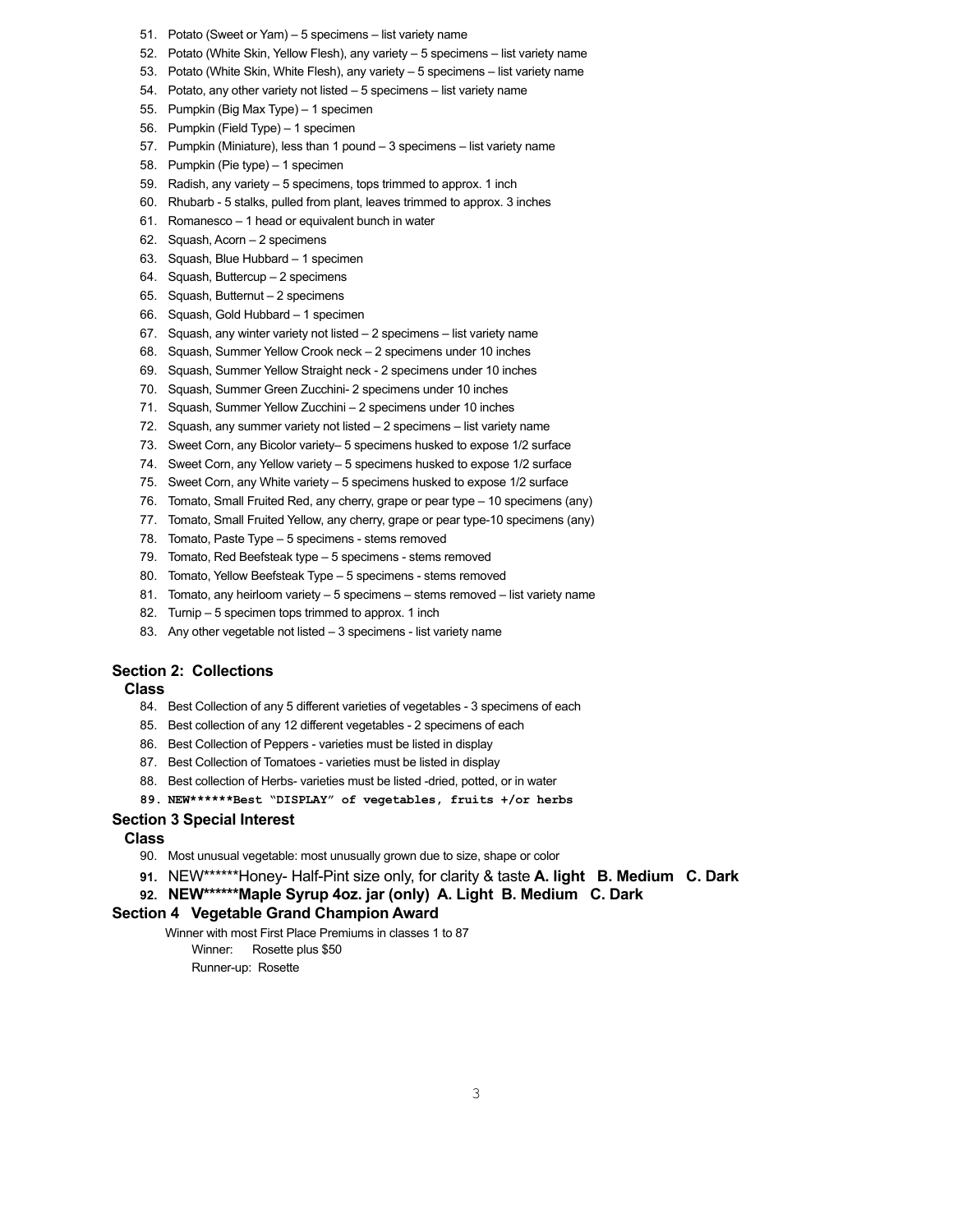51. Potato (Sweet or Yam) – 5 specimens – list variety name
52. Potato (White Skin, Yellow Flesh), any variety – 5 specimens – list variety name
53. Potato (White Skin, White Flesh), any variety – 5 specimens – list variety name
54. Potato, any other variety not listed – 5 specimens – list variety name
55. Pumpkin (Big Max Type) – 1 specimen
56. Pumpkin (Field Type) – 1 specimen
57. Pumpkin (Miniature), less than 1 pound – 3 specimens – list variety name
58. Pumpkin (Pie type) – 1 specimen
59. Radish, any variety – 5 specimens, tops trimmed to approx. 1 inch
60. Rhubarb - 5 stalks, pulled from plant, leaves trimmed to approx. 3 inches
61. Romanesco – 1 head or equivalent bunch in water
62. Squash, Acorn – 2 specimens
63. Squash, Blue Hubbard – 1 specimen
64. Squash, Buttercup – 2 specimens
65. Squash, Butternut – 2 specimens
66. Squash, Gold Hubbard – 1 specimen
67. Squash, any winter variety not listed – 2 specimens – list variety name
68. Squash, Summer Yellow Crook neck – 2 specimens under 10 inches
69. Squash, Summer Yellow Straight neck - 2 specimens under 10 inches
70. Squash, Summer Green Zucchini- 2 specimens under 10 inches
71. Squash, Summer Yellow Zucchini – 2 specimens under 10 inches
72. Squash, any summer variety not listed – 2 specimens – list variety name
73. Sweet Corn, any Bicolor variety– 5 specimens husked to expose 1/2 surface
74. Sweet Corn, any Yellow variety – 5 specimens husked to expose 1/2 surface
75. Sweet Corn, any White variety – 5 specimens husked to expose 1/2 surface
76. Tomato, Small Fruited Red, any cherry, grape or pear type – 10 specimens (any)
77. Tomato, Small Fruited Yellow, any cherry, grape or pear type-10 specimens (any)
78. Tomato, Paste Type – 5 specimens - stems removed
79. Tomato, Red Beefsteak type – 5 specimens - stems removed
80. Tomato, Yellow Beefsteak Type – 5 specimens - stems removed
81. Tomato, any heirloom variety – 5 specimens – stems removed – list variety name
82. Turnip – 5 specimen tops trimmed to approx. 1 inch
83. Any other vegetable not listed – 3 specimens - list variety name

## Section 2: Collections

### Class

84. Best Collection of any 5 different varieties of vegetables - 3 specimens of each
85. Best collection of any 12 different vegetables - 2 specimens of each
86. Best Collection of Peppers - varieties must be listed in display
87. Best Collection of Tomatoes - varieties must be listed in display
88. Best collection of Herbs- varieties must be listed -dried, potted, or in water
89. **NEW******Best "DISPLAY" of vegetables, fruits +/or herbs**

## Section 3 Special Interest

### Class

90. Most unusual vegetable: most unusually grown due to size, shape or color
91. NEW******Honey- Half-Pint size only, for clarity & taste **A. light B. Medium C. Dark**
92. **NEW******Maple Syrup 4oz. jar (only) A. Light B. Medium C. Dark**

## Section 4 Vegetable Grand Champion Award

Winner with most First Place Premiums in classes 1 to 87

Winner: Rosette plus $50

Runner-up: Rosette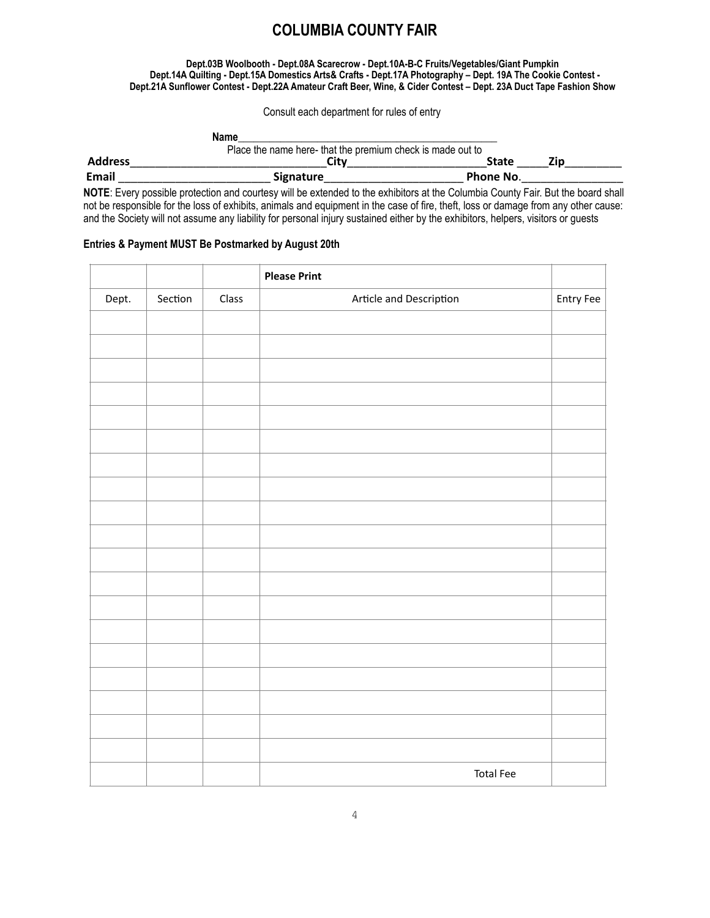# COLUMBIA COUNTY FAIR

**Dept.03B Woolbooth - Dept.08A Scarecrow - Dept.10A-B-C Fruits/Vegetables/Giant Pumpkin**
**Dept.14A Quilting - Dept.15A Domestics Arts& Crafts - Dept.17A Photography – Dept. 19A The Cookie Contest -**
**Dept.21A Sunflower Contest - Dept.22A Amateur Craft Beer, Wine, & Cider Contest – Dept. 23A Duct Tape Fashion Show**

Consult each department for rules of entry

**Name**_______________________________________________

Place the name here- that the premium check is made out to

**Address**________________________________**City**_______________________**State** _____**Zip**_________

**Email** _________________________ **Signature**______________________ **Phone No**._______________

**NOTE**: Every possible protection and courtesy will be extended to the exhibitors at the Columbia County Fair. But the board shall not be responsible for the loss of exhibits, animals and equipment in the case of fire, theft, loss or damage from any other cause: and the Society will not assume any liability for personal injury sustained either by the exhibitors, helpers, visitors or guests

**Entries & Payment MUST Be Postmarked by August 20th**

| | | | **Please Print** | |
|---|---|---|---|---|
| Dept. | Section | Class | Article and Description | Entry Fee |
| | | | | |
| | | | | |
| | | | | |
| | | | | |
| | | | | |
| | | | | |
| | | | | |
| | | | | |
| | | | | |
| | | | | |
| | | | | |
| | | | | |
| | | | | |
| | | | | |
| | | | | |
| | | | | |
| | | | | |
| | | | | |
| | | | | |
| | | | Total Fee | |